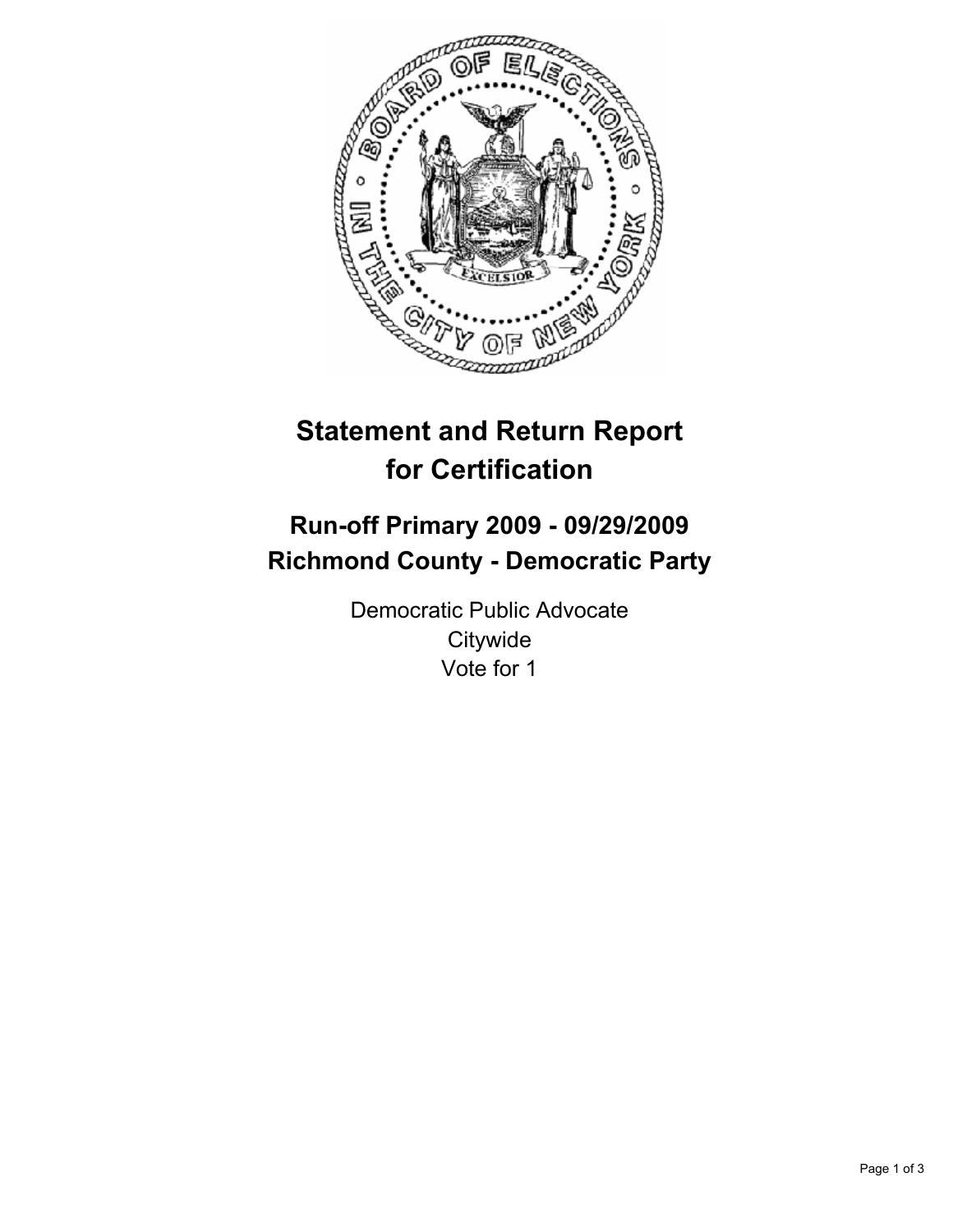# Statement and Return Report for Certification

## Run-off Primary 2009 - 09/29/2009
## Richmond County - Democratic Party

Democratic Public Advocate
Citywide
Vote for 1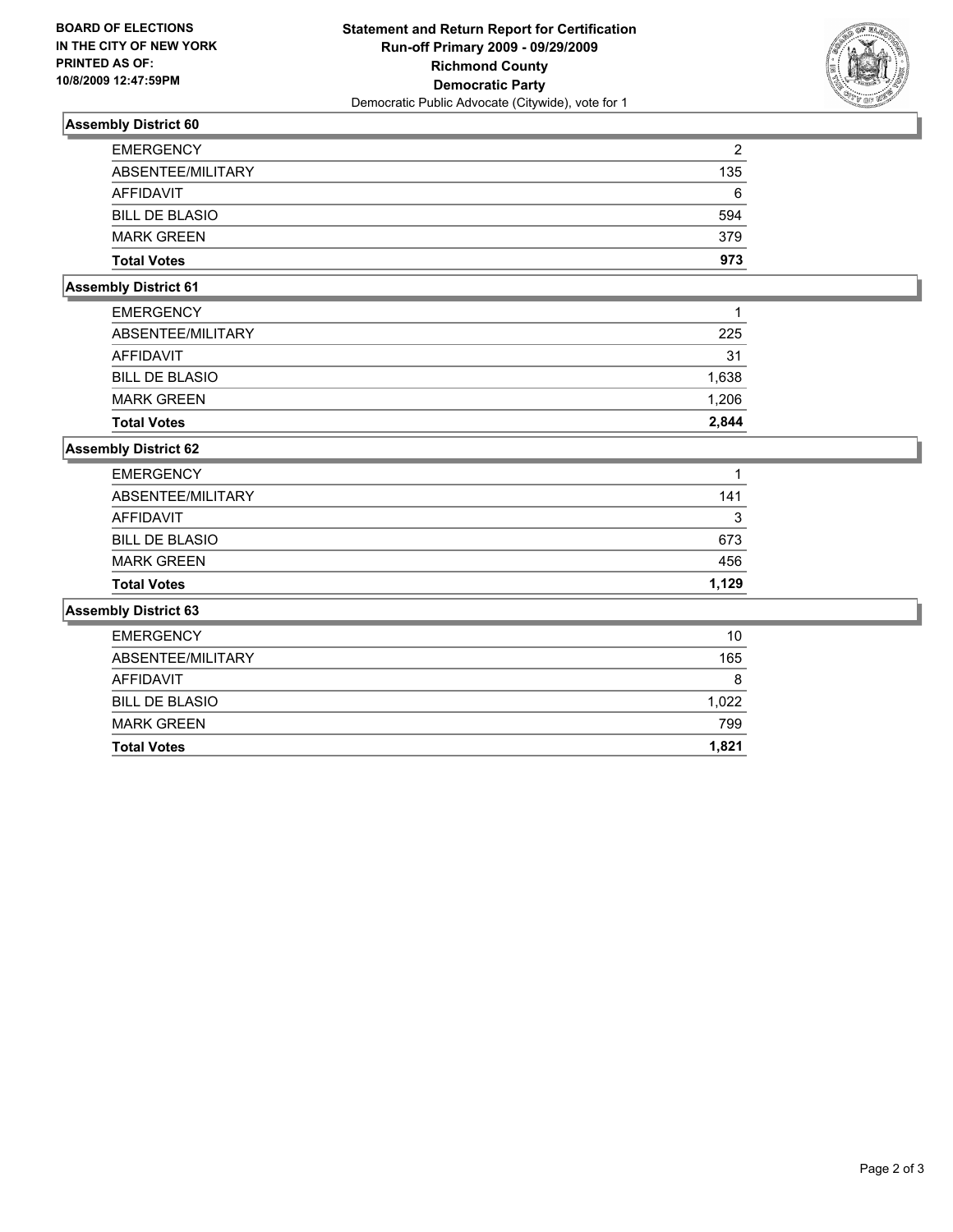BOARD OF ELECTIONS
IN THE CITY OF NEW YORK
PRINTED AS OF:
10/8/2009 12:47:59PM

**Statement and Return Report for Certification**
**Run-off Primary 2009 - 09/29/2009**
**Richmond County**
**Democratic Party**
Democratic Public Advocate (Citywide), vote for 1

### Assembly District 60

| | |
|---|---|
| EMERGENCY | 2 |
| ABSENTEE/MILITARY | 135 |
| AFFIDAVIT | 6 |
| BILL DE BLASIO | 594 |
| MARK GREEN | 379 |
| **Total Votes** | **973** |

### Assembly District 61

| | |
|---|---|
| EMERGENCY | 1 |
| ABSENTEE/MILITARY | 225 |
| AFFIDAVIT | 31 |
| BILL DE BLASIO | 1,638 |
| MARK GREEN | 1,206 |
| **Total Votes** | **2,844** |

### Assembly District 62

| | |
|---|---|
| EMERGENCY | 1 |
| ABSENTEE/MILITARY | 141 |
| AFFIDAVIT | 3 |
| BILL DE BLASIO | 673 |
| MARK GREEN | 456 |
| **Total Votes** | **1,129** |

### Assembly District 63

| | |
|---|---|
| EMERGENCY | 10 |
| ABSENTEE/MILITARY | 165 |
| AFFIDAVIT | 8 |
| BILL DE BLASIO | 1,022 |
| MARK GREEN | 799 |
| **Total Votes** | **1,821** |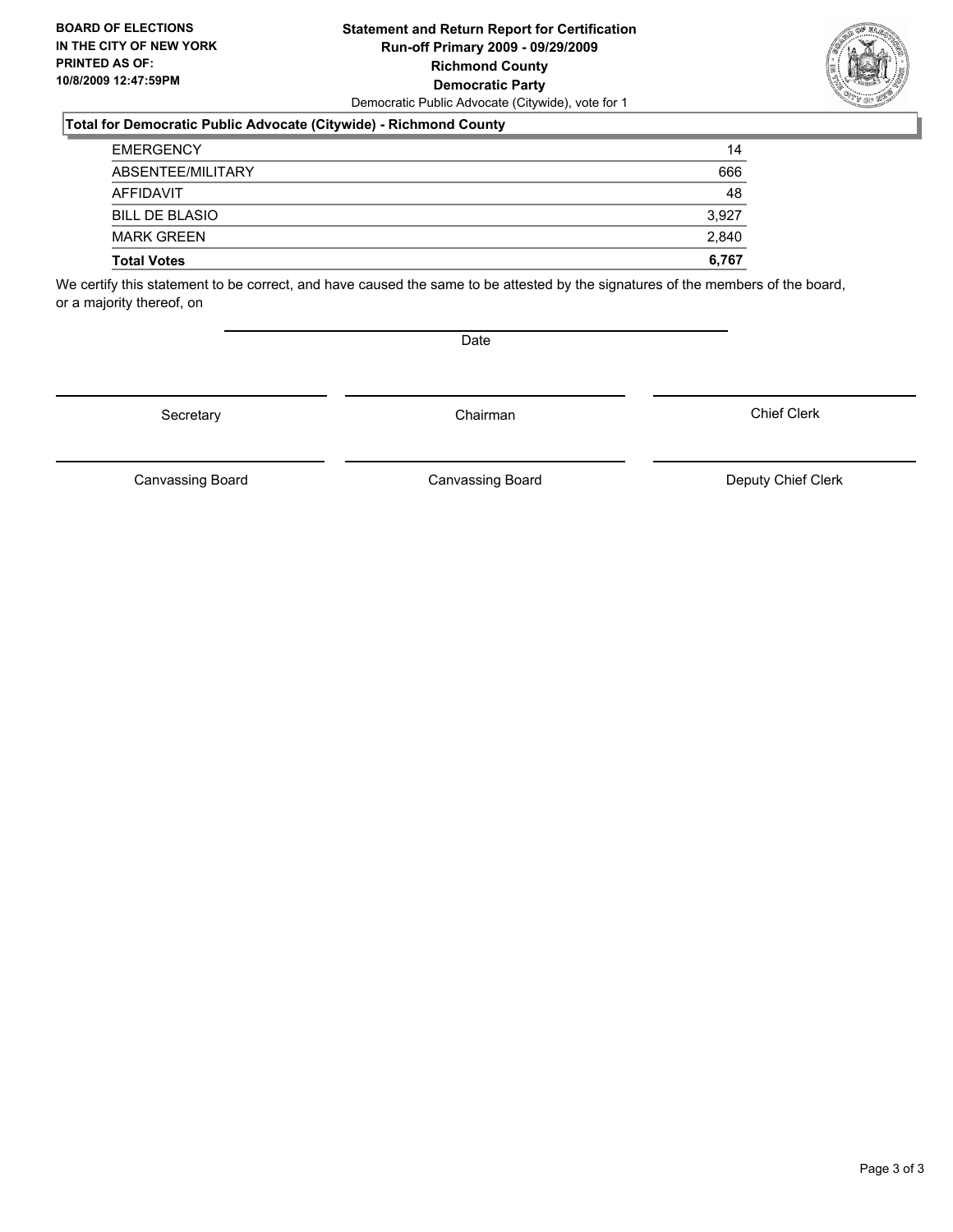**BOARD OF ELECTIONS IN THE CITY OF NEW YORK PRINTED AS OF: 10/8/2009 12:47:59PM**

**Statement and Return Report for Certification**
**Run-off Primary 2009 - 09/29/2009**
**Richmond County**
**Democratic Party**
Democratic Public Advocate (Citywide), vote for 1

**Total for Democratic Public Advocate (Citywide) - Richmond County**

| | |
|---|---|
| EMERGENCY | 14 |
| ABSENTEE/MILITARY | 666 |
| AFFIDAVIT | 48 |
| BILL DE BLASIO | 3,927 |
| MARK GREEN | 2,840 |
| **Total Votes** | **6,767** |

We certify this statement to be correct, and have caused the same to be attested by the signatures of the members of the board, or a majority thereof, on

Date

Secretary

Chairman

Chief Clerk

Canvassing Board

Canvassing Board

Deputy Chief Clerk